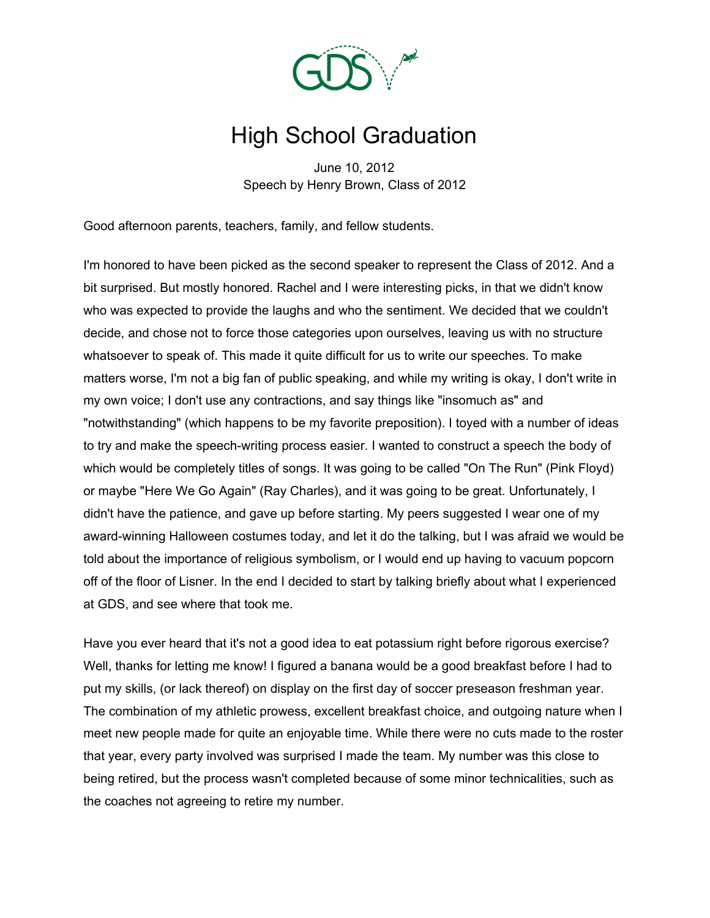# High School Graduation

June 10, 2012
Speech by Henry Brown, Class of 2012

Good afternoon parents, teachers, family, and fellow students.

I'm honored to have been picked as the second speaker to represent the Class of 2012. And a bit surprised. But mostly honored. Rachel and I were interesting picks, in that we didn't know who was expected to provide the laughs and who the sentiment. We decided that we couldn't decide, and chose not to force those categories upon ourselves, leaving us with no structure whatsoever to speak of. This made it quite difficult for us to write our speeches. To make matters worse, I'm not a big fan of public speaking, and while my writing is okay, I don't write in my own voice; I don't use any contractions, and say things like "insomuch as" and "notwithstanding" (which happens to be my favorite preposition). I toyed with a number of ideas to try and make the speech-writing process easier. I wanted to construct a speech the body of which would be completely titles of songs. It was going to be called "On The Run" (Pink Floyd) or maybe "Here We Go Again" (Ray Charles), and it was going to be great. Unfortunately, I didn't have the patience, and gave up before starting. My peers suggested I wear one of my award-winning Halloween costumes today, and let it do the talking, but I was afraid we would be told about the importance of religious symbolism, or I would end up having to vacuum popcorn off of the floor of Lisner. In the end I decided to start by talking briefly about what I experienced at GDS, and see where that took me.

Have you ever heard that it's not a good idea to eat potassium right before rigorous exercise? Well, thanks for letting me know! I figured a banana would be a good breakfast before I had to put my skills, (or lack thereof) on display on the first day of soccer preseason freshman year. The combination of my athletic prowess, excellent breakfast choice, and outgoing nature when I meet new people made for quite an enjoyable time. While there were no cuts made to the roster that year, every party involved was surprised I made the team. My number was this close to being retired, but the process wasn't completed because of some minor technicalities, such as the coaches not agreeing to retire my number.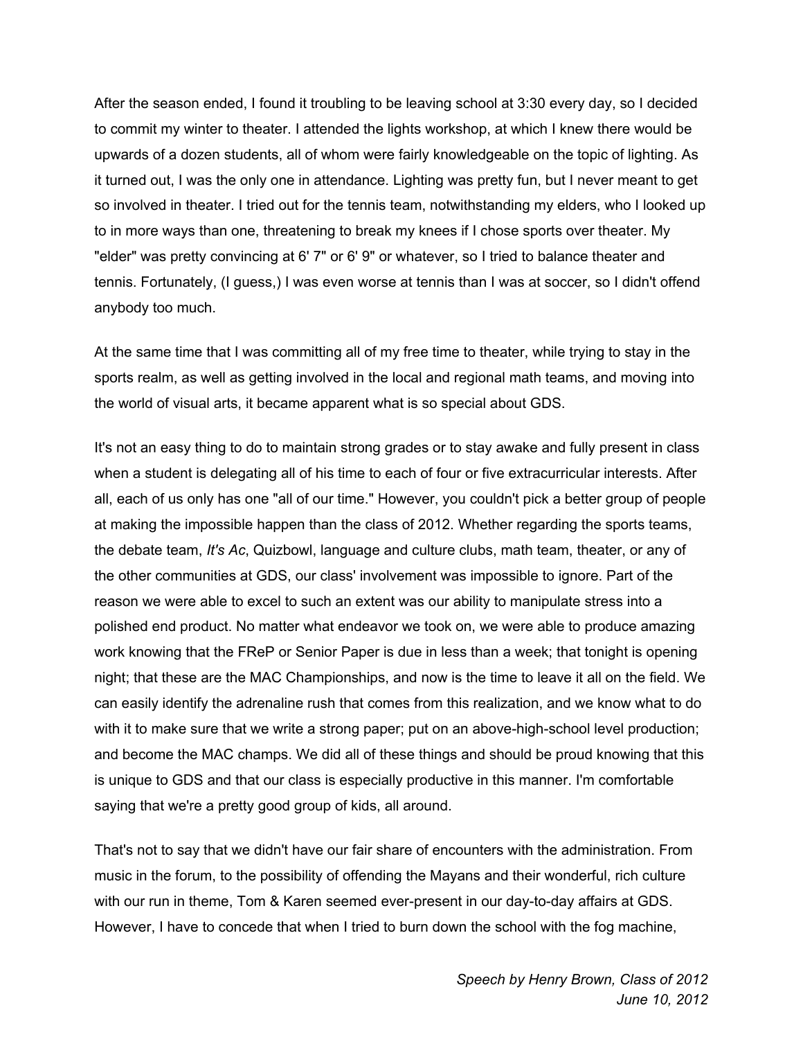After the season ended, I found it troubling to be leaving school at 3:30 every day, so I decided to commit my winter to theater. I attended the lights workshop, at which I knew there would be upwards of a dozen students, all of whom were fairly knowledgeable on the topic of lighting. As it turned out, I was the only one in attendance. Lighting was pretty fun, but I never meant to get so involved in theater. I tried out for the tennis team, notwithstanding my elders, who I looked up to in more ways than one, threatening to break my knees if I chose sports over theater. My "elder" was pretty convincing at 6' 7" or 6' 9" or whatever, so I tried to balance theater and tennis. Fortunately, (I guess,) I was even worse at tennis than I was at soccer, so I didn't offend anybody too much.

At the same time that I was committing all of my free time to theater, while trying to stay in the sports realm, as well as getting involved in the local and regional math teams, and moving into the world of visual arts, it became apparent what is so special about GDS.

It's not an easy thing to do to maintain strong grades or to stay awake and fully present in class when a student is delegating all of his time to each of four or five extracurricular interests. After all, each of us only has one "all of our time." However, you couldn't pick a better group of people at making the impossible happen than the class of 2012. Whether regarding the sports teams, the debate team, *It's Ac*, Quizbowl, language and culture clubs, math team, theater, or any of the other communities at GDS, our class' involvement was impossible to ignore. Part of the reason we were able to excel to such an extent was our ability to manipulate stress into a polished end product. No matter what endeavor we took on, we were able to produce amazing work knowing that the FReP or Senior Paper is due in less than a week; that tonight is opening night; that these are the MAC Championships, and now is the time to leave it all on the field. We can easily identify the adrenaline rush that comes from this realization, and we know what to do with it to make sure that we write a strong paper; put on an above-high-school level production; and become the MAC champs. We did all of these things and should be proud knowing that this is unique to GDS and that our class is especially productive in this manner. I'm comfortable saying that we're a pretty good group of kids, all around.

That's not to say that we didn't have our fair share of encounters with the administration. From music in the forum, to the possibility of offending the Mayans and their wonderful, rich culture with our run in theme, Tom & Karen seemed ever-present in our day-to-day affairs at GDS. However, I have to concede that when I tried to burn down the school with the fog machine,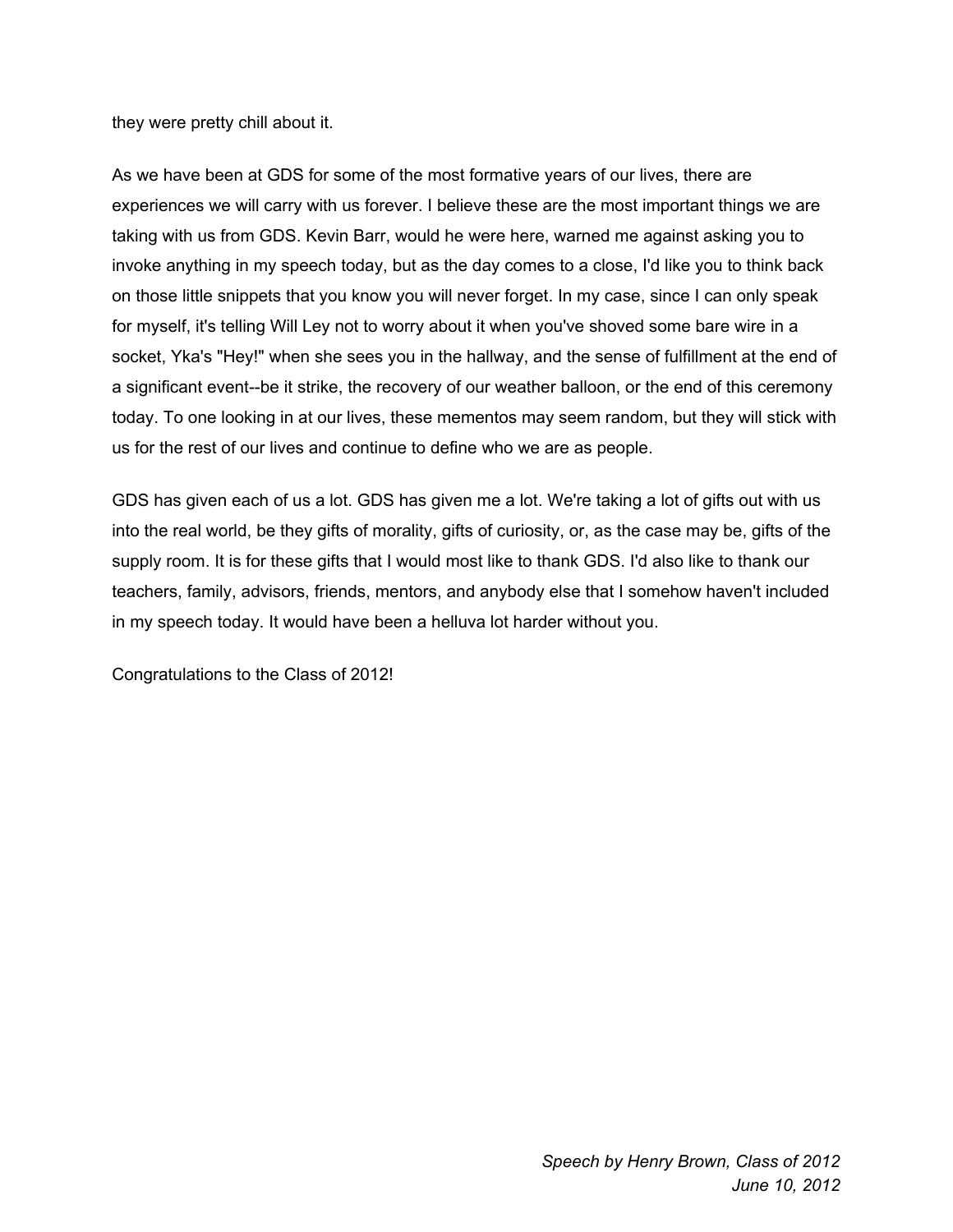they were pretty chill about it.

As we have been at GDS for some of the most formative years of our lives, there are experiences we will carry with us forever. I believe these are the most important things we are taking with us from GDS. Kevin Barr, would he were here, warned me against asking you to invoke anything in my speech today, but as the day comes to a close, I'd like you to think back on those little snippets that you know you will never forget. In my case, since I can only speak for myself, it's telling Will Ley not to worry about it when you've shoved some bare wire in a socket, Yka's "Hey!" when she sees you in the hallway, and the sense of fulfillment at the end of a significant event--be it strike, the recovery of our weather balloon, or the end of this ceremony today. To one looking in at our lives, these mementos may seem random, but they will stick with us for the rest of our lives and continue to define who we are as people.

GDS has given each of us a lot. GDS has given me a lot. We're taking a lot of gifts out with us into the real world, be they gifts of morality, gifts of curiosity, or, as the case may be, gifts of the supply room. It is for these gifts that I would most like to thank GDS. I'd also like to thank our teachers, family, advisors, friends, mentors, and anybody else that I somehow haven't included in my speech today. It would have been a helluva lot harder without you.

Congratulations to the Class of 2012!

*Speech by Henry Brown, Class of 2012*
*June 10, 2012*